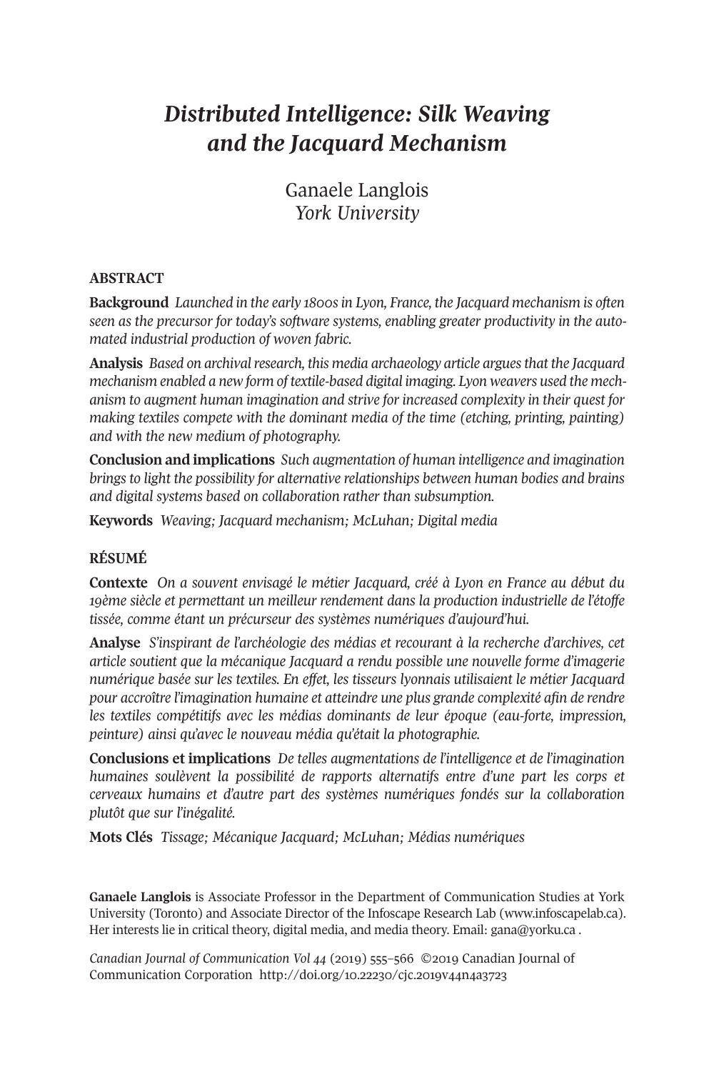# *Distributed Intelligence: Silk Weaving and the Jacquard Mechanism*

Ganaele Langlois
*York University*

## ABSTRACT

**Background** *Launched in the early 1800s in Lyon, France, the Jacquard mechanism is often seen as the precursor for today's software systems, enabling greater productivity in the automated industrial production of woven fabric.*

**Analysis** *Based on archival research, this media archaeology article argues that the Jacquard mechanism enabled a new form of textile-based digital imaging. Lyon weavers used the mechanism to augment human imagination and strive for increased complexity in their quest for making textiles compete with the dominant media of the time (etching, printing, painting) and with the new medium of photography.*

**Conclusion and implications** *Such augmentation of human intelligence and imagination brings to light the possibility for alternative relationships between human bodies and brains and digital systems based on collaboration rather than subsumption.*

**Keywords** *Weaving; Jacquard mechanism; McLuhan; Digital media*

## RÉSUMÉ

**Contexte** *On a souvent envisagé le métier Jacquard, créé à Lyon en France au début du 19ème siècle et permettant un meilleur rendement dans la production industrielle de l'étoffe tissée, comme étant un précurseur des systèmes numériques d'aujourd'hui.*

**Analyse** *S'inspirant de l'archéologie des médias et recourant à la recherche d'archives, cet article soutient que la mécanique Jacquard a rendu possible une nouvelle forme d'imagerie numérique basée sur les textiles. En effet, les tisseurs lyonnais utilisaient le métier Jacquard pour accroître l'imagination humaine et atteindre une plus grande complexité afin de rendre les textiles compétitifs avec les médias dominants de leur époque (eau-forte, impression, peinture) ainsi qu'avec le nouveau média qu'était la photographie.*

**Conclusions et implications** *De telles augmentations de l'intelligence et de l'imagination humaines soulèvent la possibilité de rapports alternatifs entre d'une part les corps et cerveaux humains et d'autre part des systèmes numériques fondés sur la collaboration plutôt que sur l'inégalité.*

**Mots Clés** *Tissage; Mécanique Jacquard; McLuhan; Médias numériques*

**Ganaele Langlois** is Associate Professor in the Department of Communication Studies at York University (Toronto) and Associate Director of the Infoscape Research Lab (www.infoscapelab.ca). Her interests lie in critical theory, digital media, and media theory. Email: gana@yorku.ca .

*Canadian Journal of Communication Vol 44* (2019) 555–566 ©2019 Canadian Journal of Communication Corporation http://doi.org/10.22230/cjc.2019v44n4a3723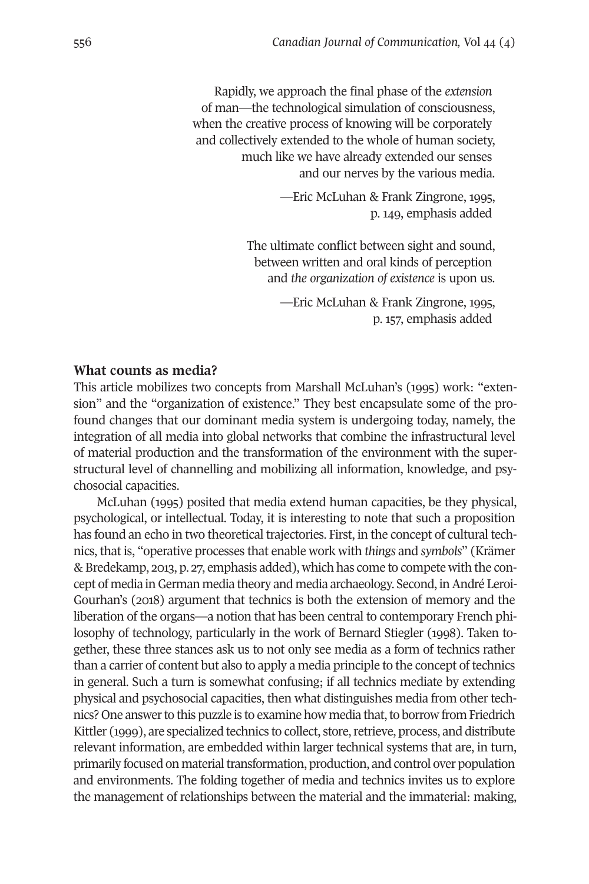> Rapidly, we approach the final phase of the *extension* of man—the technological simulation of consciousness, when the creative process of knowing will be corporately and collectively extended to the whole of human society, much like we have already extended our senses and our nerves by the various media.
>
> —Eric McLuhan & Frank Zingrone, 1995, p. 149, emphasis added

> The ultimate conflict between sight and sound, between written and oral kinds of perception and *the organization of existence* is upon us.
>
> —Eric McLuhan & Frank Zingrone, 1995, p. 157, emphasis added

## What counts as media?

This article mobilizes two concepts from Marshall McLuhan's (1995) work: "extension" and the "organization of existence." They best encapsulate some of the profound changes that our dominant media system is undergoing today, namely, the integration of all media into global networks that combine the infrastructural level of material production and the transformation of the environment with the superstructural level of channelling and mobilizing all information, knowledge, and psychosocial capacities.

McLuhan (1995) posited that media extend human capacities, be they physical, psychological, or intellectual. Today, it is interesting to note that such a proposition has found an echo in two theoretical trajectories. First, in the concept of cultural technics, that is, "operative processes that enable work with *things* and *symbols*" (Krämer & Bredekamp, 2013, p. 27, emphasis added), which has come to compete with the concept of media in German media theory and media archaeology. Second, in André Leroi-Gourhan's (2018) argument that technics is both the extension of memory and the liberation of the organs—a notion that has been central to contemporary French philosophy of technology, particularly in the work of Bernard Stiegler (1998). Taken together, these three stances ask us to not only see media as a form of technics rather than a carrier of content but also to apply a media principle to the concept of technics in general. Such a turn is somewhat confusing; if all technics mediate by extending physical and psychosocial capacities, then what distinguishes media from other technics? One answer to this puzzle is to examine how media that, to borrow from Friedrich Kittler (1999), are specialized technics to collect, store, retrieve, process, and distribute relevant information, are embedded within larger technical systems that are, in turn, primarily focused on material transformation, production, and control over population and environments. The folding together of media and technics invites us to explore the management of relationships between the material and the immaterial: making,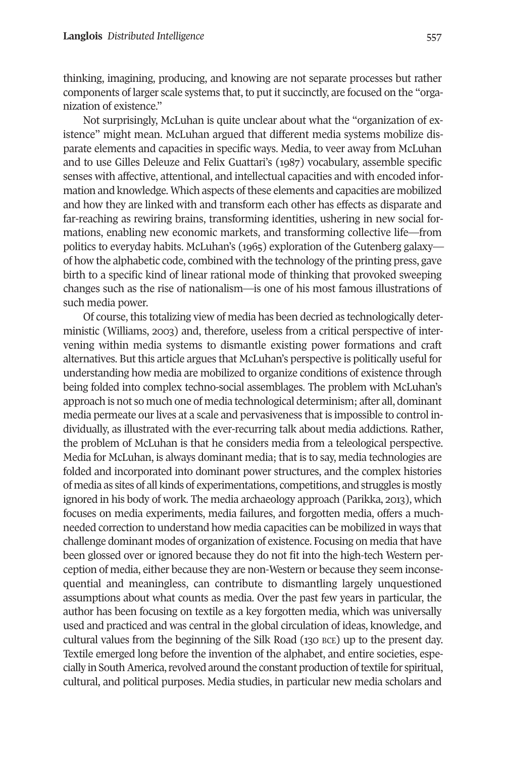thinking, imagining, producing, and knowing are not separate processes but rather components of larger scale systems that, to put it succinctly, are focused on the "organization of existence."

Not surprisingly, McLuhan is quite unclear about what the "organization of existence" might mean. McLuhan argued that different media systems mobilize disparate elements and capacities in specific ways. Media, to veer away from McLuhan and to use Gilles Deleuze and Felix Guattari's (1987) vocabulary, assemble specific senses with affective, attentional, and intellectual capacities and with encoded information and knowledge. Which aspects of these elements and capacities are mobilized and how they are linked with and transform each other has effects as disparate and far-reaching as rewiring brains, transforming identities, ushering in new social formations, enabling new economic markets, and transforming collective life—from politics to everyday habits. McLuhan's (1965) exploration of the Gutenberg galaxy—of how the alphabetic code, combined with the technology of the printing press, gave birth to a specific kind of linear rational mode of thinking that provoked sweeping changes such as the rise of nationalism—is one of his most famous illustrations of such media power.

Of course, this totalizing view of media has been decried as technologically deterministic (Williams, 2003) and, therefore, useless from a critical perspective of intervening within media systems to dismantle existing power formations and craft alternatives. But this article argues that McLuhan's perspective is politically useful for understanding how media are mobilized to organize conditions of existence through being folded into complex techno-social assemblages. The problem with McLuhan's approach is not so much one of media technological determinism; after all, dominant media permeate our lives at a scale and pervasiveness that is impossible to control individually, as illustrated with the ever-recurring talk about media addictions. Rather, the problem of McLuhan is that he considers media from a teleological perspective. Media for McLuhan, is always dominant media; that is to say, media technologies are folded and incorporated into dominant power structures, and the complex histories of media as sites of all kinds of experimentations, competitions, and struggles is mostly ignored in his body of work. The media archaeology approach (Parikka, 2013), which focuses on media experiments, media failures, and forgotten media, offers a much-needed correction to understand how media capacities can be mobilized in ways that challenge dominant modes of organization of existence. Focusing on media that have been glossed over or ignored because they do not fit into the high-tech Western perception of media, either because they are non-Western or because they seem inconsequential and meaningless, can contribute to dismantling largely unquestioned assumptions about what counts as media. Over the past few years in particular, the author has been focusing on textile as a key forgotten media, which was universally used and practiced and was central in the global circulation of ideas, knowledge, and cultural values from the beginning of the Silk Road (130 BCE) up to the present day. Textile emerged long before the invention of the alphabet, and entire societies, especially in South America, revolved around the constant production of textile for spiritual, cultural, and political purposes. Media studies, in particular new media scholars and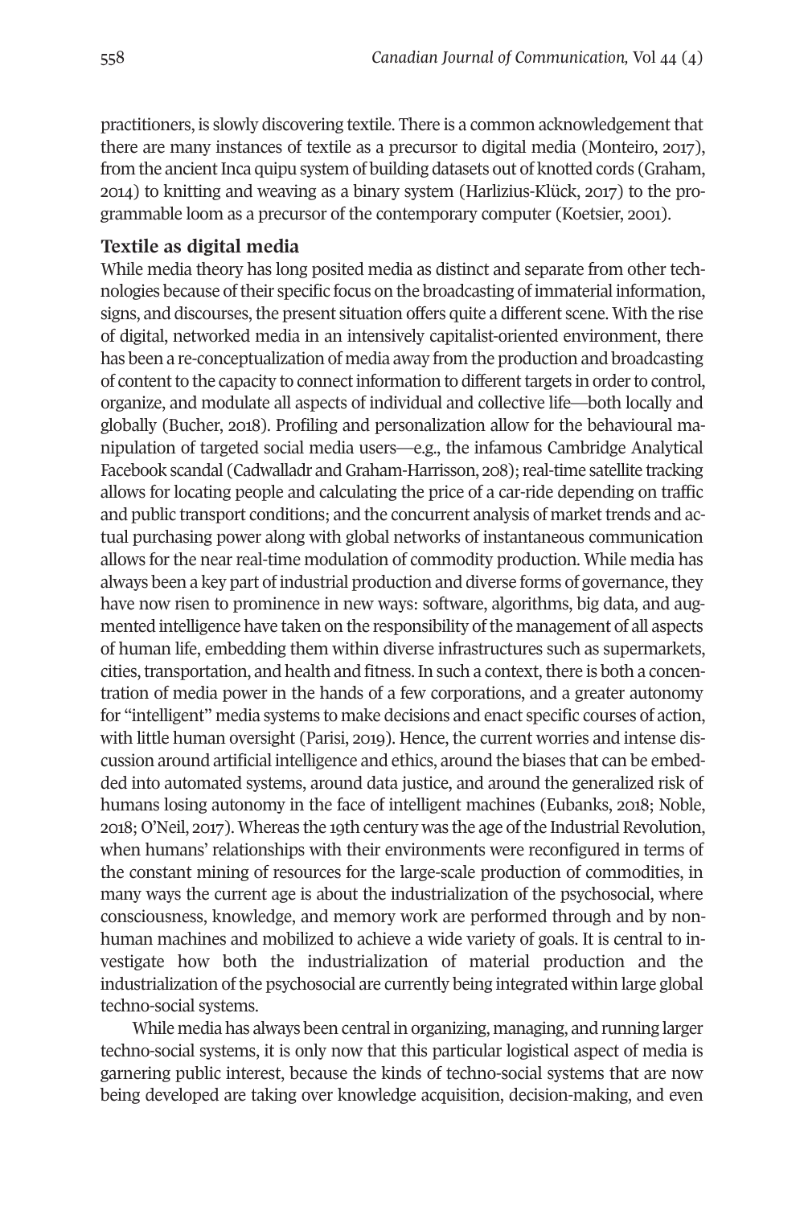practitioners, is slowly discovering textile. There is a common acknowledgement that there are many instances of textile as a precursor to digital media (Monteiro, 2017), from the ancient Inca quipu system of building datasets out of knotted cords (Graham, 2014) to knitting and weaving as a binary system (Harlizius-Klück, 2017) to the programmable loom as a precursor of the contemporary computer (Koetsier, 2001).

**Textile as digital media**

While media theory has long posited media as distinct and separate from other technologies because of their specific focus on the broadcasting of immaterial information, signs, and discourses, the present situation offers quite a different scene. With the rise of digital, networked media in an intensively capitalist-oriented environment, there has been a re-conceptualization of media away from the production and broadcasting of content to the capacity to connect information to different targets in order to control, organize, and modulate all aspects of individual and collective life—both locally and globally (Bucher, 2018). Profiling and personalization allow for the behavioural manipulation of targeted social media users—e.g., the infamous Cambridge Analytical Facebook scandal (Cadwalladr and Graham-Harrisson, 208); real-time satellite tracking allows for locating people and calculating the price of a car-ride depending on traffic and public transport conditions; and the concurrent analysis of market trends and actual purchasing power along with global networks of instantaneous communication allows for the near real-time modulation of commodity production. While media has always been a key part of industrial production and diverse forms of governance, they have now risen to prominence in new ways: software, algorithms, big data, and augmented intelligence have taken on the responsibility of the management of all aspects of human life, embedding them within diverse infrastructures such as supermarkets, cities, transportation, and health and fitness. In such a context, there is both a concentration of media power in the hands of a few corporations, and a greater autonomy for "intelligent" media systems to make decisions and enact specific courses of action, with little human oversight (Parisi, 2019). Hence, the current worries and intense discussion around artificial intelligence and ethics, around the biases that can be embedded into automated systems, around data justice, and around the generalized risk of humans losing autonomy in the face of intelligent machines (Eubanks, 2018; Noble, 2018; O'Neil, 2017). Whereas the 19th century was the age of the Industrial Revolution, when humans' relationships with their environments were reconfigured in terms of the constant mining of resources for the large-scale production of commodities, in many ways the current age is about the industrialization of the psychosocial, where consciousness, knowledge, and memory work are performed through and by nonhuman machines and mobilized to achieve a wide variety of goals. It is central to investigate how both the industrialization of material production and the industrialization of the psychosocial are currently being integrated within large global techno-social systems.

While media has always been central in organizing, managing, and running larger techno-social systems, it is only now that this particular logistical aspect of media is garnering public interest, because the kinds of techno-social systems that are now being developed are taking over knowledge acquisition, decision-making, and even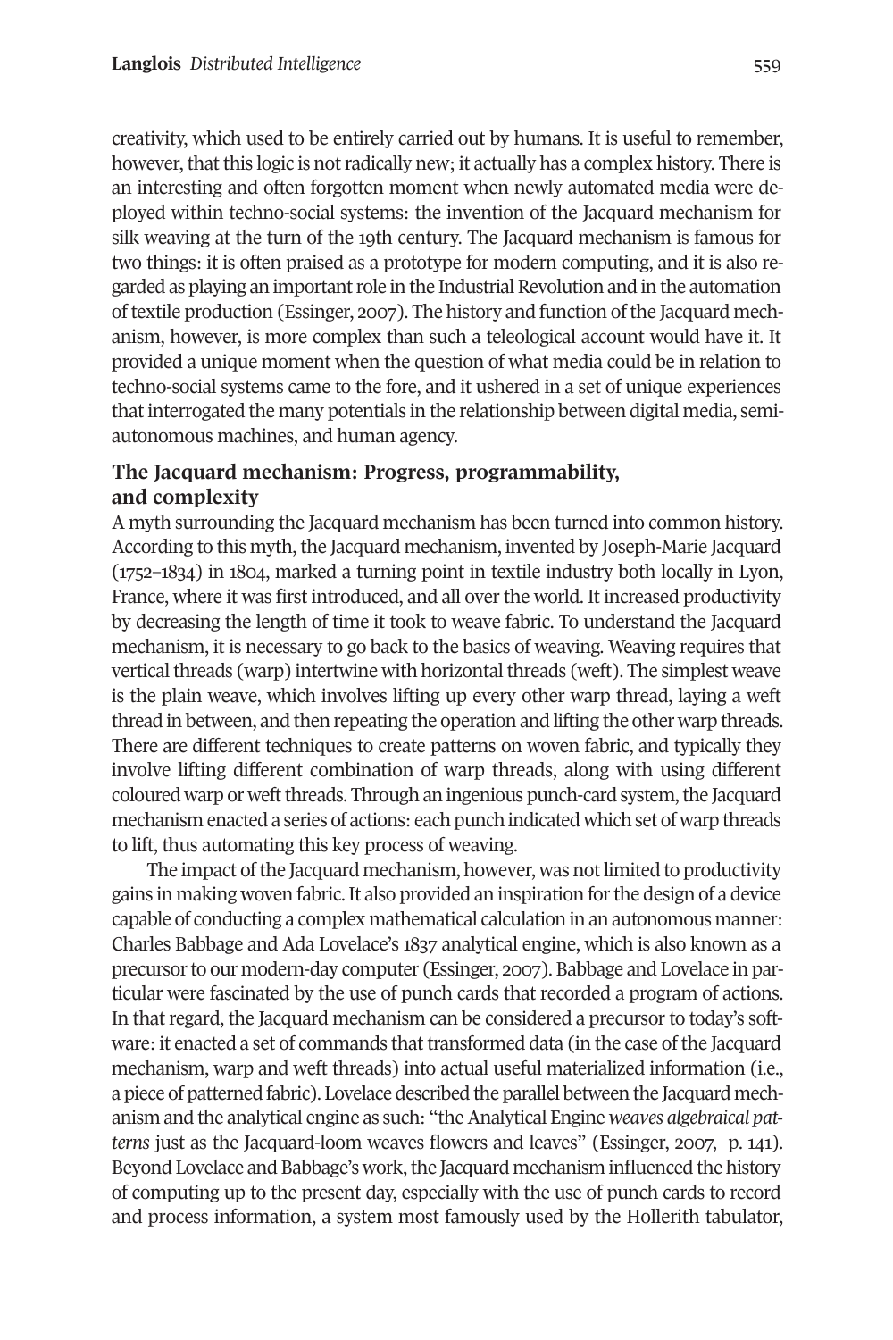creativity, which used to be entirely carried out by humans. It is useful to remember, however, that this logic is not radically new; it actually has a complex history. There is an interesting and often forgotten moment when newly automated media were deployed within techno-social systems: the invention of the Jacquard mechanism for silk weaving at the turn of the 19th century. The Jacquard mechanism is famous for two things: it is often praised as a prototype for modern computing, and it is also regarded as playing an important role in the Industrial Revolution and in the automation of textile production (Essinger, 2007). The history and function of the Jacquard mechanism, however, is more complex than such a teleological account would have it. It provided a unique moment when the question of what media could be in relation to techno-social systems came to the fore, and it ushered in a set of unique experiences that interrogated the many potentials in the relationship between digital media, semi-autonomous machines, and human agency.

## The Jacquard mechanism: Progress, programmability, and complexity

A myth surrounding the Jacquard mechanism has been turned into common history. According to this myth, the Jacquard mechanism, invented by Joseph-Marie Jacquard (1752–1834) in 1804, marked a turning point in textile industry both locally in Lyon, France, where it was first introduced, and all over the world. It increased productivity by decreasing the length of time it took to weave fabric. To understand the Jacquard mechanism, it is necessary to go back to the basics of weaving. Weaving requires that vertical threads (warp) intertwine with horizontal threads (weft). The simplest weave is the plain weave, which involves lifting up every other warp thread, laying a weft thread in between, and then repeating the operation and lifting the other warp threads. There are different techniques to create patterns on woven fabric, and typically they involve lifting different combination of warp threads, along with using different coloured warp or weft threads. Through an ingenious punch-card system, the Jacquard mechanism enacted a series of actions: each punch indicated which set of warp threads to lift, thus automating this key process of weaving.

The impact of the Jacquard mechanism, however, was not limited to productivity gains in making woven fabric. It also provided an inspiration for the design of a device capable of conducting a complex mathematical calculation in an autonomous manner: Charles Babbage and Ada Lovelace's 1837 analytical engine, which is also known as a precursor to our modern-day computer (Essinger, 2007). Babbage and Lovelace in particular were fascinated by the use of punch cards that recorded a program of actions. In that regard, the Jacquard mechanism can be considered a precursor to today's software: it enacted a set of commands that transformed data (in the case of the Jacquard mechanism, warp and weft threads) into actual useful materialized information (i.e., a piece of patterned fabric). Lovelace described the parallel between the Jacquard mechanism and the analytical engine as such: "the Analytical Engine *weaves algebraical patterns* just as the Jacquard-loom weaves flowers and leaves" (Essinger, 2007, p. 141). Beyond Lovelace and Babbage's work, the Jacquard mechanism influenced the history of computing up to the present day, especially with the use of punch cards to record and process information, a system most famously used by the Hollerith tabulator,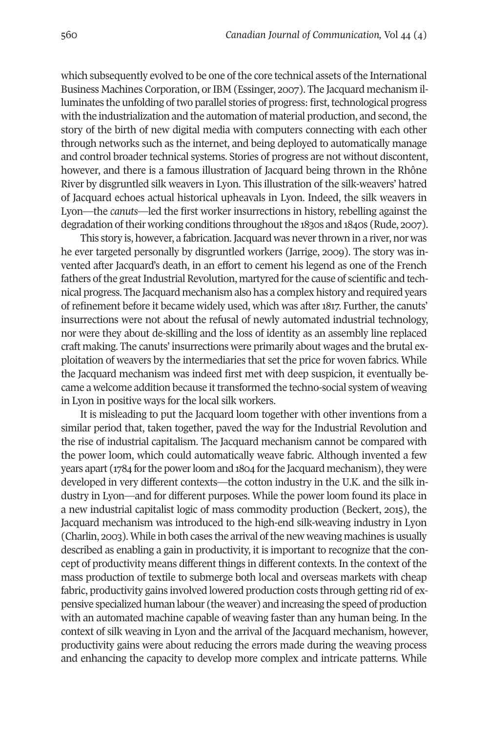which subsequently evolved to be one of the core technical assets of the International Business Machines Corporation, or IBM (Essinger, 2007). The Jacquard mechanism illuminates the unfolding of two parallel stories of progress: first, technological progress with the industrialization and the automation of material production, and second, the story of the birth of new digital media with computers connecting with each other through networks such as the internet, and being deployed to automatically manage and control broader technical systems. Stories of progress are not without discontent, however, and there is a famous illustration of Jacquard being thrown in the Rhône River by disgruntled silk weavers in Lyon. This illustration of the silk-weavers' hatred of Jacquard echoes actual historical upheavals in Lyon. Indeed, the silk weavers in Lyon—the *canuts*—led the first worker insurrections in history, rebelling against the degradation of their working conditions throughout the 1830s and 1840s (Rude, 2007).

This story is, however, a fabrication. Jacquard was never thrown in a river, nor was he ever targeted personally by disgruntled workers (Jarrige, 2009). The story was invented after Jacquard's death, in an effort to cement his legend as one of the French fathers of the great Industrial Revolution, martyred for the cause of scientific and technical progress. The Jacquard mechanism also has a complex history and required years of refinement before it became widely used, which was after 1817. Further, the canuts' insurrections were not about the refusal of newly automated industrial technology, nor were they about de-skilling and the loss of identity as an assembly line replaced craft making. The canuts' insurrections were primarily about wages and the brutal exploitation of weavers by the intermediaries that set the price for woven fabrics. While the Jacquard mechanism was indeed first met with deep suspicion, it eventually became a welcome addition because it transformed the techno-social system of weaving in Lyon in positive ways for the local silk workers.

It is misleading to put the Jacquard loom together with other inventions from a similar period that, taken together, paved the way for the Industrial Revolution and the rise of industrial capitalism. The Jacquard mechanism cannot be compared with the power loom, which could automatically weave fabric. Although invented a few years apart (1784 for the power loom and 1804 for the Jacquard mechanism), they were developed in very different contexts—the cotton industry in the U.K. and the silk industry in Lyon—and for different purposes. While the power loom found its place in a new industrial capitalist logic of mass commodity production (Beckert, 2015), the Jacquard mechanism was introduced to the high-end silk-weaving industry in Lyon (Charlin, 2003). While in both cases the arrival of the new weaving machines is usually described as enabling a gain in productivity, it is important to recognize that the concept of productivity means different things in different contexts. In the context of the mass production of textile to submerge both local and overseas markets with cheap fabric, productivity gains involved lowered production costs through getting rid of expensive specialized human labour (the weaver) and increasing the speed of production with an automated machine capable of weaving faster than any human being. In the context of silk weaving in Lyon and the arrival of the Jacquard mechanism, however, productivity gains were about reducing the errors made during the weaving process and enhancing the capacity to develop more complex and intricate patterns. While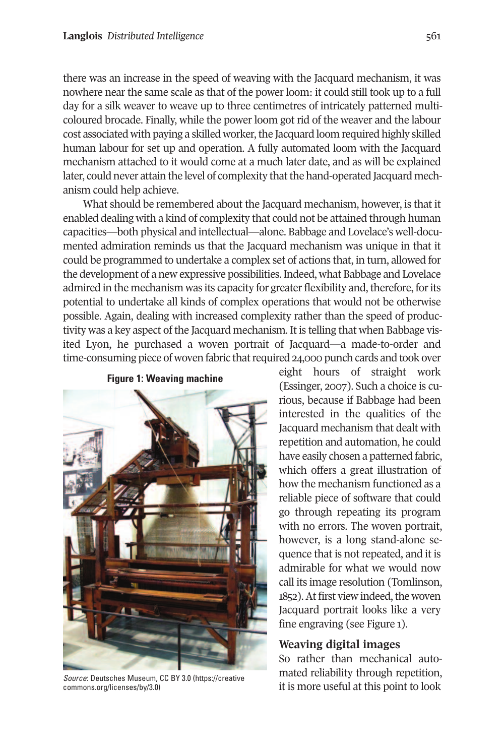there was an increase in the speed of weaving with the Jacquard mechanism, it was nowhere near the same scale as that of the power loom: it could still took up to a full day for a silk weaver to weave up to three centimetres of intricately patterned multi-coloured brocade. Finally, while the power loom got rid of the weaver and the labour cost associated with paying a skilled worker, the Jacquard loom required highly skilled human labour for set up and operation. A fully automated loom with the Jacquard mechanism attached to it would come at a much later date, and as will be explained later, could never attain the level of complexity that the hand-operated Jacquard mechanism could help achieve.

What should be remembered about the Jacquard mechanism, however, is that it enabled dealing with a kind of complexity that could not be attained through human capacities—both physical and intellectual—alone. Babbage and Lovelace's well-documented admiration reminds us that the Jacquard mechanism was unique in that it could be programmed to undertake a complex set of actions that, in turn, allowed for the development of a new expressive possibilities. Indeed, what Babbage and Lovelace admired in the mechanism was its capacity for greater flexibility and, therefore, for its potential to undertake all kinds of complex operations that would not be otherwise possible. Again, dealing with increased complexity rather than the speed of productivity was a key aspect of the Jacquard mechanism. It is telling that when Babbage visited Lyon, he purchased a woven portrait of Jacquard—a made-to-order and time-consuming piece of woven fabric that required 24,000 punch cards and took over eight hours of straight work (Essinger, 2007). Such a choice is curious, because if Babbage had been interested in the qualities of the Jacquard mechanism that dealt with repetition and automation, he could have easily chosen a patterned fabric, which offers a great illustration of how the mechanism functioned as a reliable piece of software that could go through repeating its program with no errors. The woven portrait, however, is a long stand-alone sequence that is not repeated, and it is admirable for what we would now call its image resolution (Tomlinson, 1852). At first view indeed, the woven Jacquard portrait looks like a very fine engraving (see Figure 1).

**Figure 1: Weaving machine**

*Source*: Deutsches Museum, CC BY 3.0 (https://creativecommons.org/licenses/by/3.0)

## Weaving digital images

So rather than mechanical automated reliability through repetition, it is more useful at this point to look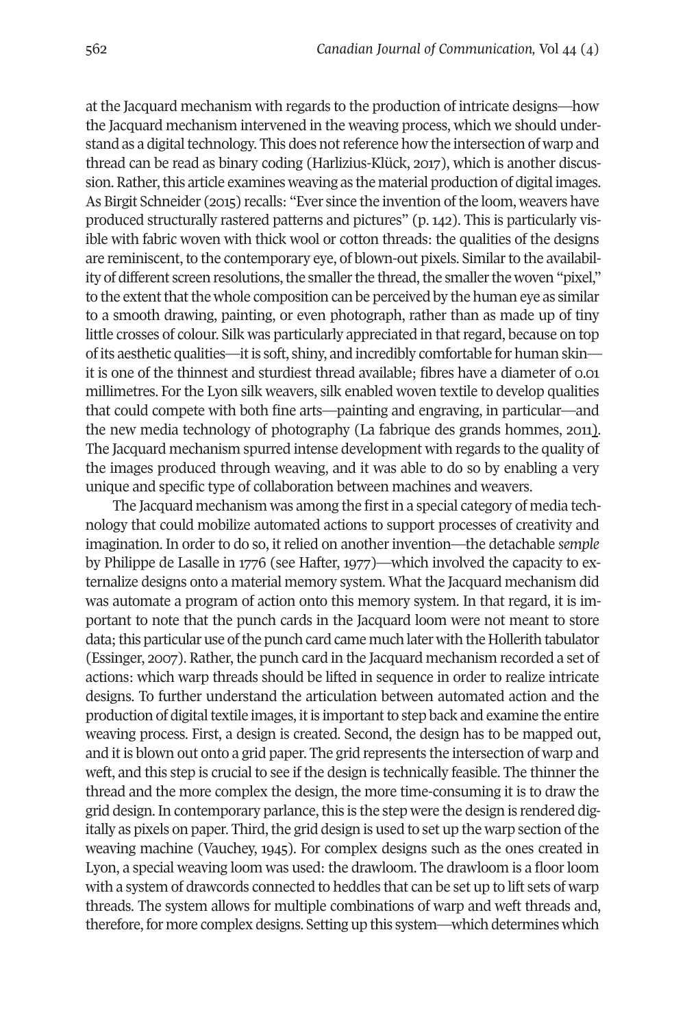at the Jacquard mechanism with regards to the production of intricate designs—how the Jacquard mechanism intervened in the weaving process, which we should understand as a digital technology. This does not reference how the intersection of warp and thread can be read as binary coding (Harlizius-Klück, 2017), which is another discussion. Rather, this article examines weaving as the material production of digital images. As Birgit Schneider (2015) recalls: "Ever since the invention of the loom, weavers have produced structurally rastered patterns and pictures" (p. 142). This is particularly visible with fabric woven with thick wool or cotton threads: the qualities of the designs are reminiscent, to the contemporary eye, of blown-out pixels. Similar to the availability of different screen resolutions, the smaller the thread, the smaller the woven "pixel," to the extent that the whole composition can be perceived by the human eye as similar to a smooth drawing, painting, or even photograph, rather than as made up of tiny little crosses of colour. Silk was particularly appreciated in that regard, because on top of its aesthetic qualities—it is soft, shiny, and incredibly comfortable for human skin—it is one of the thinnest and sturdiest thread available; fibres have a diameter of 0.01 millimetres. For the Lyon silk weavers, silk enabled woven textile to develop qualities that could compete with both fine arts—painting and engraving, in particular—and the new media technology of photography (La fabrique des grands hommes, 2011). The Jacquard mechanism spurred intense development with regards to the quality of the images produced through weaving, and it was able to do so by enabling a very unique and specific type of collaboration between machines and weavers.

The Jacquard mechanism was among the first in a special category of media technology that could mobilize automated actions to support processes of creativity and imagination. In order to do so, it relied on another invention—the detachable *semple* by Philippe de Lasalle in 1776 (see Hafter, 1977)—which involved the capacity to externalize designs onto a material memory system. What the Jacquard mechanism did was automate a program of action onto this memory system. In that regard, it is important to note that the punch cards in the Jacquard loom were not meant to store data; this particular use of the punch card came much later with the Hollerith tabulator (Essinger, 2007). Rather, the punch card in the Jacquard mechanism recorded a set of actions: which warp threads should be lifted in sequence in order to realize intricate designs. To further understand the articulation between automated action and the production of digital textile images, it is important to step back and examine the entire weaving process. First, a design is created. Second, the design has to be mapped out, and it is blown out onto a grid paper. The grid represents the intersection of warp and weft, and this step is crucial to see if the design is technically feasible. The thinner the thread and the more complex the design, the more time-consuming it is to draw the grid design. In contemporary parlance, this is the step were the design is rendered digitally as pixels on paper. Third, the grid design is used to set up the warp section of the weaving machine (Vauchey, 1945). For complex designs such as the ones created in Lyon, a special weaving loom was used: the drawloom. The drawloom is a floor loom with a system of drawcords connected to heddles that can be set up to lift sets of warp threads. The system allows for multiple combinations of warp and weft threads and, therefore, for more complex designs. Setting up this system—which determines which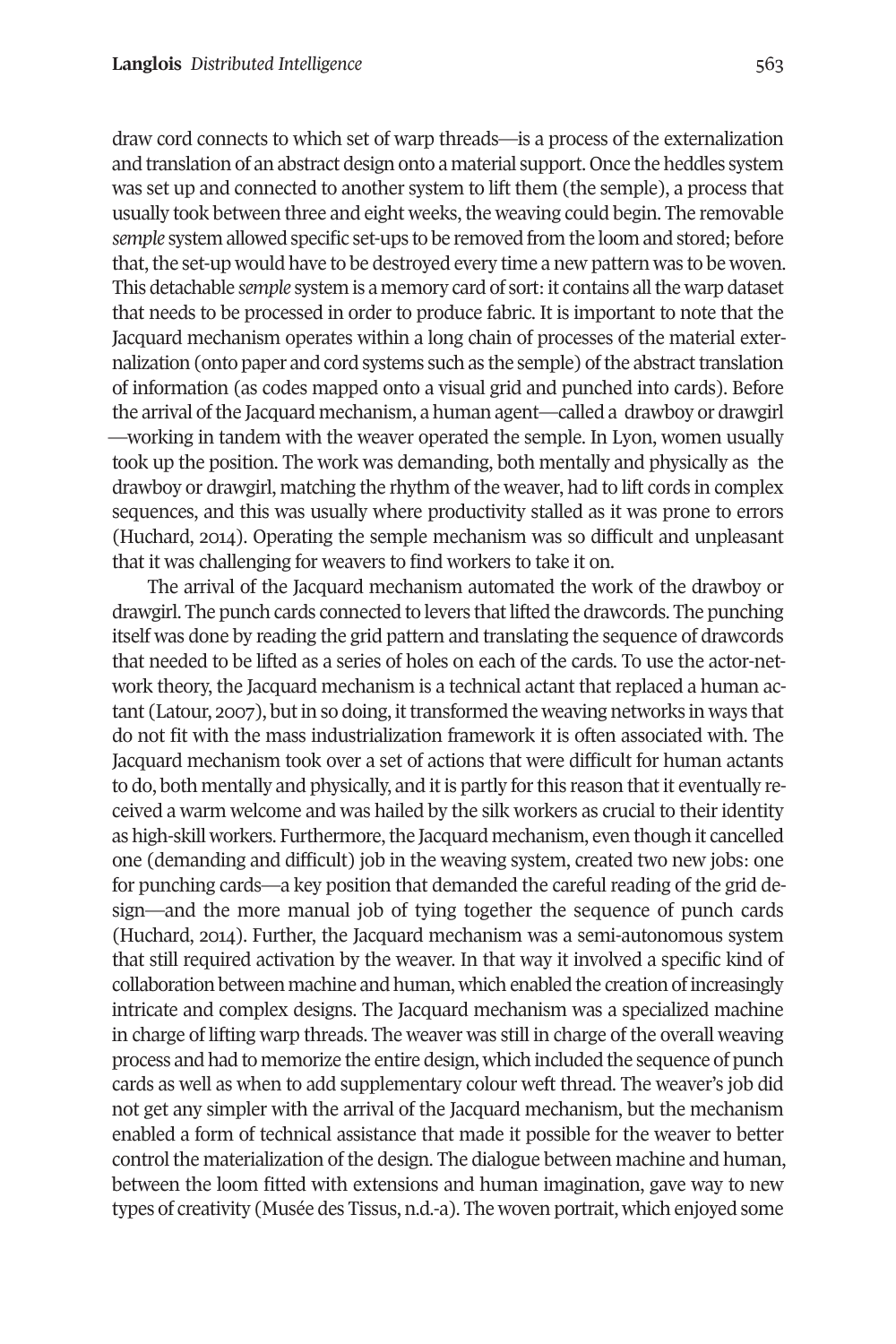draw cord connects to which set of warp threads—is a process of the externalization and translation of an abstract design onto a material support. Once the heddles system was set up and connected to another system to lift them (the semple), a process that usually took between three and eight weeks, the weaving could begin. The removable *semple* system allowed specific set-ups to be removed from the loom and stored; before that, the set-up would have to be destroyed every time a new pattern was to be woven. This detachable *semple* system is a memory card of sort: it contains all the warp dataset that needs to be processed in order to produce fabric. It is important to note that the Jacquard mechanism operates within a long chain of processes of the material externalization (onto paper and cord systems such as the semple) of the abstract translation of information (as codes mapped onto a visual grid and punched into cards). Before the arrival of the Jacquard mechanism, a human agent—called a drawboy or drawgirl—working in tandem with the weaver operated the semple. In Lyon, women usually took up the position. The work was demanding, both mentally and physically as the drawboy or drawgirl, matching the rhythm of the weaver, had to lift cords in complex sequences, and this was usually where productivity stalled as it was prone to errors (Huchard, 2014). Operating the semple mechanism was so difficult and unpleasant that it was challenging for weavers to find workers to take it on.

The arrival of the Jacquard mechanism automated the work of the drawboy or drawgirl. The punch cards connected to levers that lifted the drawcords. The punching itself was done by reading the grid pattern and translating the sequence of drawcords that needed to be lifted as a series of holes on each of the cards. To use the actor-network theory, the Jacquard mechanism is a technical actant that replaced a human actant (Latour, 2007), but in so doing, it transformed the weaving networks in ways that do not fit with the mass industrialization framework it is often associated with. The Jacquard mechanism took over a set of actions that were difficult for human actants to do, both mentally and physically, and it is partly for this reason that it eventually received a warm welcome and was hailed by the silk workers as crucial to their identity as high-skill workers. Furthermore, the Jacquard mechanism, even though it cancelled one (demanding and difficult) job in the weaving system, created two new jobs: one for punching cards—a key position that demanded the careful reading of the grid design—and the more manual job of tying together the sequence of punch cards (Huchard, 2014). Further, the Jacquard mechanism was a semi-autonomous system that still required activation by the weaver. In that way it involved a specific kind of collaboration between machine and human, which enabled the creation of increasingly intricate and complex designs. The Jacquard mechanism was a specialized machine in charge of lifting warp threads. The weaver was still in charge of the overall weaving process and had to memorize the entire design, which included the sequence of punch cards as well as when to add supplementary colour weft thread. The weaver's job did not get any simpler with the arrival of the Jacquard mechanism, but the mechanism enabled a form of technical assistance that made it possible for the weaver to better control the materialization of the design. The dialogue between machine and human, between the loom fitted with extensions and human imagination, gave way to new types of creativity (Musée des Tissus, n.d.-a). The woven portrait, which enjoyed some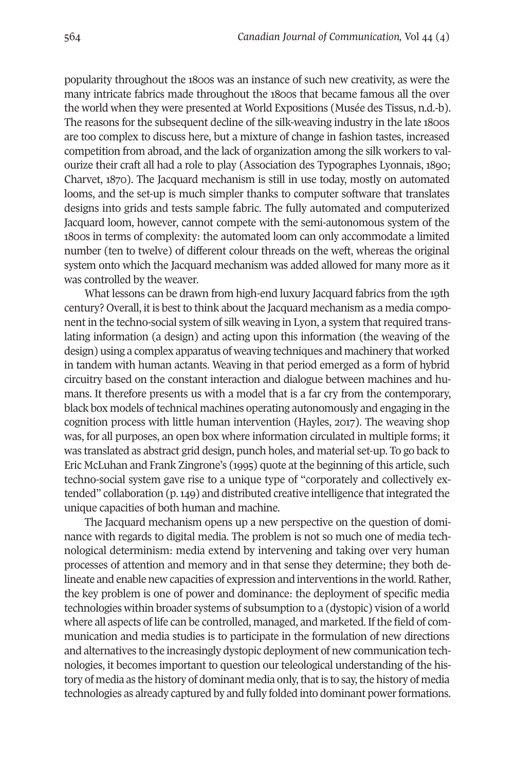popularity throughout the 1800s was an instance of such new creativity, as were the many intricate fabrics made throughout the 1800s that became famous all the over the world when they were presented at World Expositions (Musée des Tissus, n.d.-b). The reasons for the subsequent decline of the silk-weaving industry in the late 1800s are too complex to discuss here, but a mixture of change in fashion tastes, increased competition from abroad, and the lack of organization among the silk workers to valourize their craft all had a role to play (Association des Typographes Lyonnais, 1890; Charvet, 1870). The Jacquard mechanism is still in use today, mostly on automated looms, and the set-up is much simpler thanks to computer software that translates designs into grids and tests sample fabric. The fully automated and computerized Jacquard loom, however, cannot compete with the semi-autonomous system of the 1800s in terms of complexity: the automated loom can only accommodate a limited number (ten to twelve) of different colour threads on the weft, whereas the original system onto which the Jacquard mechanism was added allowed for many more as it was controlled by the weaver.

What lessons can be drawn from high-end luxury Jacquard fabrics from the 19th century? Overall, it is best to think about the Jacquard mechanism as a media component in the techno-social system of silk weaving in Lyon, a system that required translating information (a design) and acting upon this information (the weaving of the design) using a complex apparatus of weaving techniques and machinery that worked in tandem with human actants. Weaving in that period emerged as a form of hybrid circuitry based on the constant interaction and dialogue between machines and humans. It therefore presents us with a model that is a far cry from the contemporary, black box models of technical machines operating autonomously and engaging in the cognition process with little human intervention (Hayles, 2017). The weaving shop was, for all purposes, an open box where information circulated in multiple forms; it was translated as abstract grid design, punch holes, and material set-up. To go back to Eric McLuhan and Frank Zingrone's (1995) quote at the beginning of this article, such techno-social system gave rise to a unique type of "corporately and collectively extended" collaboration (p. 149) and distributed creative intelligence that integrated the unique capacities of both human and machine.

The Jacquard mechanism opens up a new perspective on the question of dominance with regards to digital media. The problem is not so much one of media technological determinism: media extend by intervening and taking over very human processes of attention and memory and in that sense they determine; they both delineate and enable new capacities of expression and interventions in the world. Rather, the key problem is one of power and dominance: the deployment of specific media technologies within broader systems of subsumption to a (dystopic) vision of a world where all aspects of life can be controlled, managed, and marketed. If the field of communication and media studies is to participate in the formulation of new directions and alternatives to the increasingly dystopic deployment of new communication technologies, it becomes important to question our teleological understanding of the history of media as the history of dominant media only, that is to say, the history of media technologies as already captured by and fully folded into dominant power formations.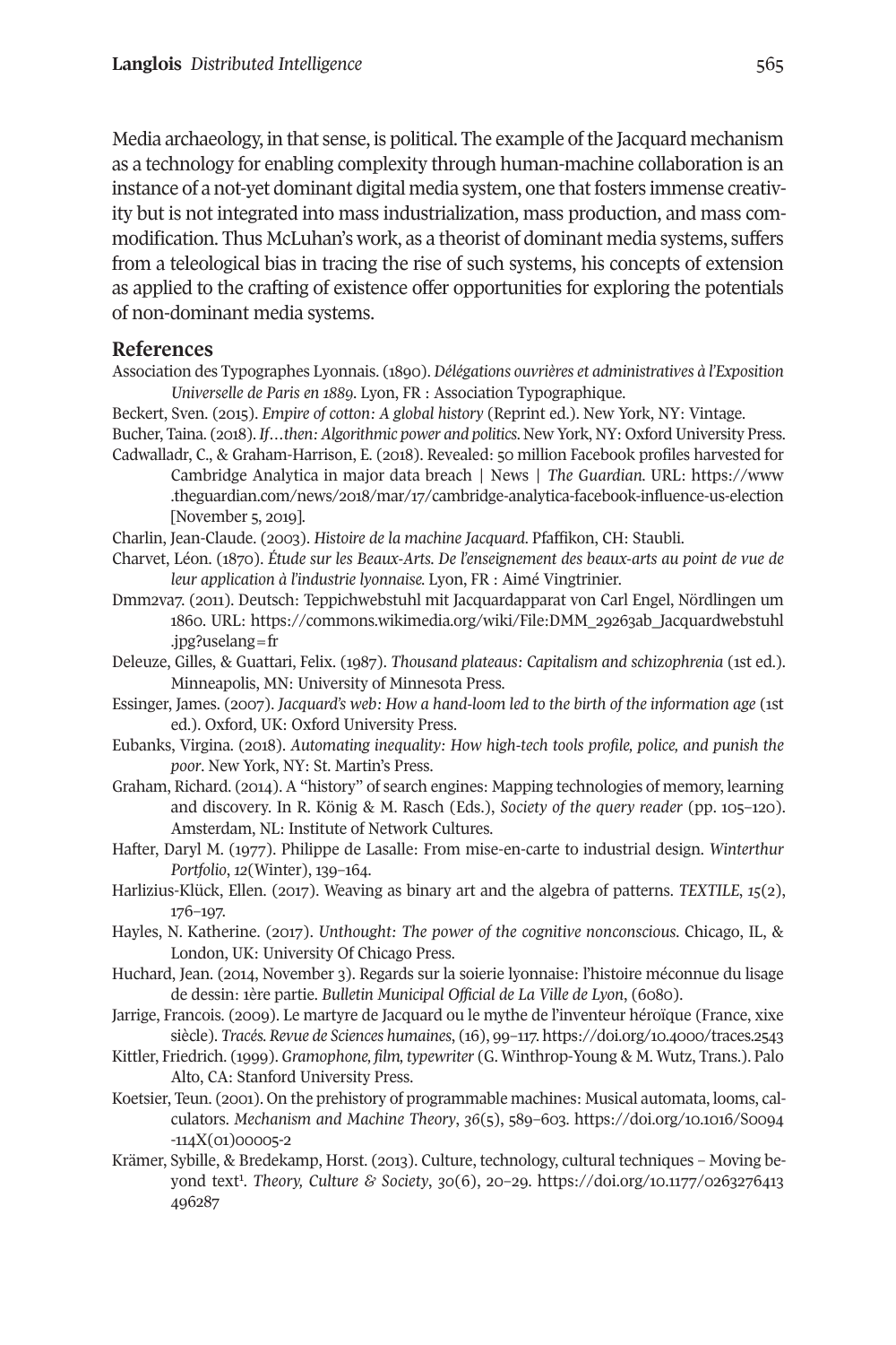Media archaeology, in that sense, is political. The example of the Jacquard mechanism as a technology for enabling complexity through human-machine collaboration is an instance of a not-yet dominant digital media system, one that fosters immense creativity but is not integrated into mass industrialization, mass production, and mass commodification. Thus McLuhan's work, as a theorist of dominant media systems, suffers from a teleological bias in tracing the rise of such systems, his concepts of extension as applied to the crafting of existence offer opportunities for exploring the potentials of non-dominant media systems.

## References

Association des Typographes Lyonnais. (1890). *Délégations ouvrières et administratives à l'Exposition Universelle de Paris en 1889*. Lyon, FR : Association Typographique.

Beckert, Sven. (2015). *Empire of cotton: A global history* (Reprint ed.). New York, NY: Vintage.

Bucher, Taina. (2018). *If…then: Algorithmic power and politics*. New York, NY: Oxford University Press.

Cadwalladr, C., & Graham-Harrison, E. (2018). Revealed: 50 million Facebook profiles harvested for Cambridge Analytica in major data breach | News | *The Guardian*. URL: https://www.theguardian.com/news/2018/mar/17/cambridge-analytica-facebook-influence-us-election [November 5, 2019].

Charlin, Jean-Claude. (2003). *Histoire de la machine Jacquard*. Pfaffikon, CH: Staubli.

Charvet, Léon. (1870). *Étude sur les Beaux-Arts. De l'enseignement des beaux-arts au point de vue de leur application à l'industrie lyonnaise.* Lyon, FR : Aimé Vingtrinier.

Dmm2va7. (2011). Deutsch: Teppichwebstuhl mit Jacquardapparat von Carl Engel, Nördlingen um 1860. URL: https://commons.wikimedia.org/wiki/File:DMM_29263ab_Jacquardwebstuhl.jpg?uselang=fr

Deleuze, Gilles, & Guattari, Felix. (1987). *Thousand plateaus: Capitalism and schizophrenia* (1st ed.). Minneapolis, MN: University of Minnesota Press.

Essinger, James. (2007). *Jacquard's web: How a hand-loom led to the birth of the information age* (1st ed.). Oxford, UK: Oxford University Press.

Eubanks, Virgina. (2018). *Automating inequality: How high-tech tools profile, police, and punish the poor*. New York, NY: St. Martin's Press.

Graham, Richard. (2014). A "history" of search engines: Mapping technologies of memory, learning and discovery. In R. König & M. Rasch (Eds.), *Society of the query reader* (pp. 105–120). Amsterdam, NL: Institute of Network Cultures.

Hafter, Daryl M. (1977). Philippe de Lasalle: From mise-en-carte to industrial design. *Winterthur Portfolio*, *12*(Winter), 139–164.

Harlizius-Klück, Ellen. (2017). Weaving as binary art and the algebra of patterns. *TEXTILE*, *15*(2), 176–197.

Hayles, N. Katherine. (2017). *Unthought: The power of the cognitive nonconscious*. Chicago, IL, & London, UK: University Of Chicago Press.

Huchard, Jean. (2014, November 3). Regards sur la soierie lyonnaise: l'histoire méconnue du lisage de dessin: 1ère partie. *Bulletin Municipal Official de La Ville de Lyon*, (6080).

Jarrige, Francois. (2009). Le martyre de Jacquard ou le mythe de l'inventeur héroïque (France, xixe siècle). *Tracés. Revue de Sciences humaines*, (16), 99–117. https://doi.org/10.4000/traces.2543

Kittler, Friedrich. (1999). *Gramophone, film, typewriter* (G. Winthrop-Young & M. Wutz, Trans.). Palo Alto, CA: Stanford University Press.

Koetsier, Teun. (2001). On the prehistory of programmable machines: Musical automata, looms, calculators. *Mechanism and Machine Theory*, *36*(5), 589–603. https://doi.org/10.1016/S0094-114X(01)00005-2

Krämer, Sybille, & Bredekamp, Horst. (2013). Culture, technology, cultural techniques – Moving beyond text[1]. *Theory, Culture & Society*, *30*(6), 20–29. https://doi.org/10.1177/0263276413496287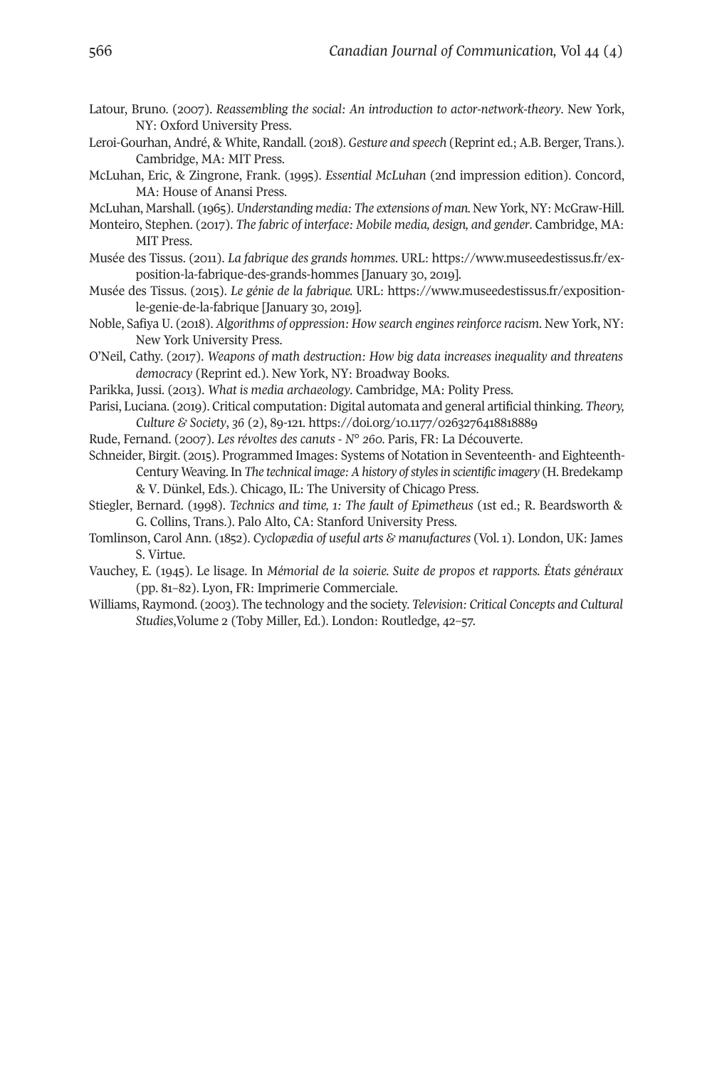Latour, Bruno. (2007). *Reassembling the social: An introduction to actor-network-theory*. New York, NY: Oxford University Press.

Leroi-Gourhan, André, & White, Randall. (2018). *Gesture and speech* (Reprint ed.; A.B. Berger, Trans.). Cambridge, MA: MIT Press.

McLuhan, Eric, & Zingrone, Frank. (1995). *Essential McLuhan* (2nd impression edition). Concord, MA: House of Anansi Press.

McLuhan, Marshall. (1965). *Understanding media: The extensions of man*. New York, NY: McGraw-Hill.

Monteiro, Stephen. (2017). *The fabric of interface: Mobile media, design, and gender*. Cambridge, MA: MIT Press.

Musée des Tissus. (2011). *La fabrique des grands hommes*. URL: https://www.museedestissus.fr/exposition-la-fabrique-des-grands-hommes [January 30, 2019].

Musée des Tissus. (2015). *Le génie de la fabrique.* URL: https://www.museedestissus.fr/exposition-le-genie-de-la-fabrique [January 30, 2019].

Noble, Safiya U. (2018). *Algorithms of oppression: How search engines reinforce racism*. New York, NY: New York University Press.

O'Neil, Cathy. (2017). *Weapons of math destruction: How big data increases inequality and threatens democracy* (Reprint ed.). New York, NY: Broadway Books.

Parikka, Jussi. (2013). *What is media archaeology*. Cambridge, MA: Polity Press.

Parisi, Luciana. (2019). Critical computation: Digital automata and general artificial thinking. *Theory, Culture & Society*, *36* (2), 89-121. https://doi.org/10.1177/0263276418818889

Rude, Fernand. (2007). *Les révoltes des canuts - N° 260*. Paris, FR: La Découverte.

Schneider, Birgit. (2015). Programmed Images: Systems of Notation in Seventeenth- and Eighteenth-Century Weaving. In *The technical image: A history of styles in scientific imagery* (H. Bredekamp & V. Dünkel, Eds.). Chicago, IL: The University of Chicago Press.

Stiegler, Bernard. (1998). *Technics and time, 1: The fault of Epimetheus* (1st ed.; R. Beardsworth & G. Collins, Trans.). Palo Alto, CA: Stanford University Press.

Tomlinson, Carol Ann. (1852). *Cyclopædia of useful arts & manufactures* (Vol. 1). London, UK: James S. Virtue.

Vauchey, E. (1945). Le lisage. In *Mémorial de la soierie. Suite de propos et rapports. États généraux* (pp. 81–82). Lyon, FR: Imprimerie Commerciale.

Williams, Raymond. (2003). The technology and the society. *Television: Critical Concepts and Cultural Studies*,Volume 2 (Toby Miller, Ed.). London: Routledge, 42–57.